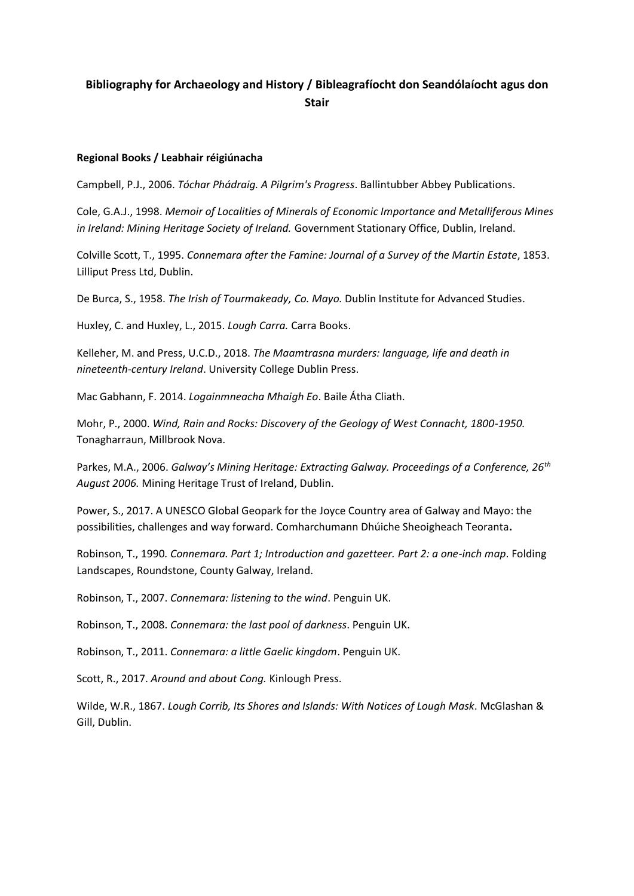# Bibliography for Archaeology and History / Bibleagrafíocht don Seandólaíocht agus don Stair

**Regional Books / Leabhair réigiúnacha**

Campbell, P.J., 2006. *Tóchar Phádraig. A Pilgrim's Progress*. Ballintubber Abbey Publications.

Cole, G.A.J., 1998. *Memoir of Localities of Minerals of Economic Importance and Metalliferous Mines in Ireland: Mining Heritage Society of Ireland.* Government Stationary Office, Dublin, Ireland.

Colville Scott, T., 1995. *Connemara after the Famine: Journal of a Survey of the Martin Estate*, 1853. Lilliput Press Ltd, Dublin.

De Burca, S., 1958. *The Irish of Tourmakeady, Co. Mayo.* Dublin Institute for Advanced Studies.

Huxley, C. and Huxley, L., 2015. *Lough Carra.* Carra Books.

Kelleher, M. and Press, U.C.D., 2018. *The Maamtrasna murders: language, life and death in nineteenth-century Ireland*. University College Dublin Press.

Mac Gabhann, F. 2014. *Logainmneacha Mhaigh Eo*. Baile Átha Cliath.

Mohr, P., 2000. *Wind, Rain and Rocks: Discovery of the Geology of West Connacht, 1800-1950.* Tonagharraun, Millbrook Nova.

Parkes, M.A., 2006. *Galway's Mining Heritage: Extracting Galway. Proceedings of a Conference, 26th August 2006.* Mining Heritage Trust of Ireland, Dublin.

Power, S., 2017. A UNESCO Global Geopark for the Joyce Country area of Galway and Mayo: the possibilities, challenges and way forward. Comharchumann Dhúiche Sheoigheach Teoranta**.**

Robinson, T., 1990*. Connemara. Part 1; Introduction and gazetteer. Part 2: a one-inch map*. Folding Landscapes, Roundstone, County Galway, Ireland.

Robinson, T., 2007. *Connemara: listening to the wind*. Penguin UK.

Robinson, T., 2008. *Connemara: the last pool of darkness*. Penguin UK.

Robinson, T., 2011. *Connemara: a little Gaelic kingdom*. Penguin UK.

Scott, R., 2017. *Around and about Cong.* Kinlough Press.

Wilde, W.R., 1867. *Lough Corrib, Its Shores and Islands: With Notices of Lough Mask*. McGlashan & Gill, Dublin.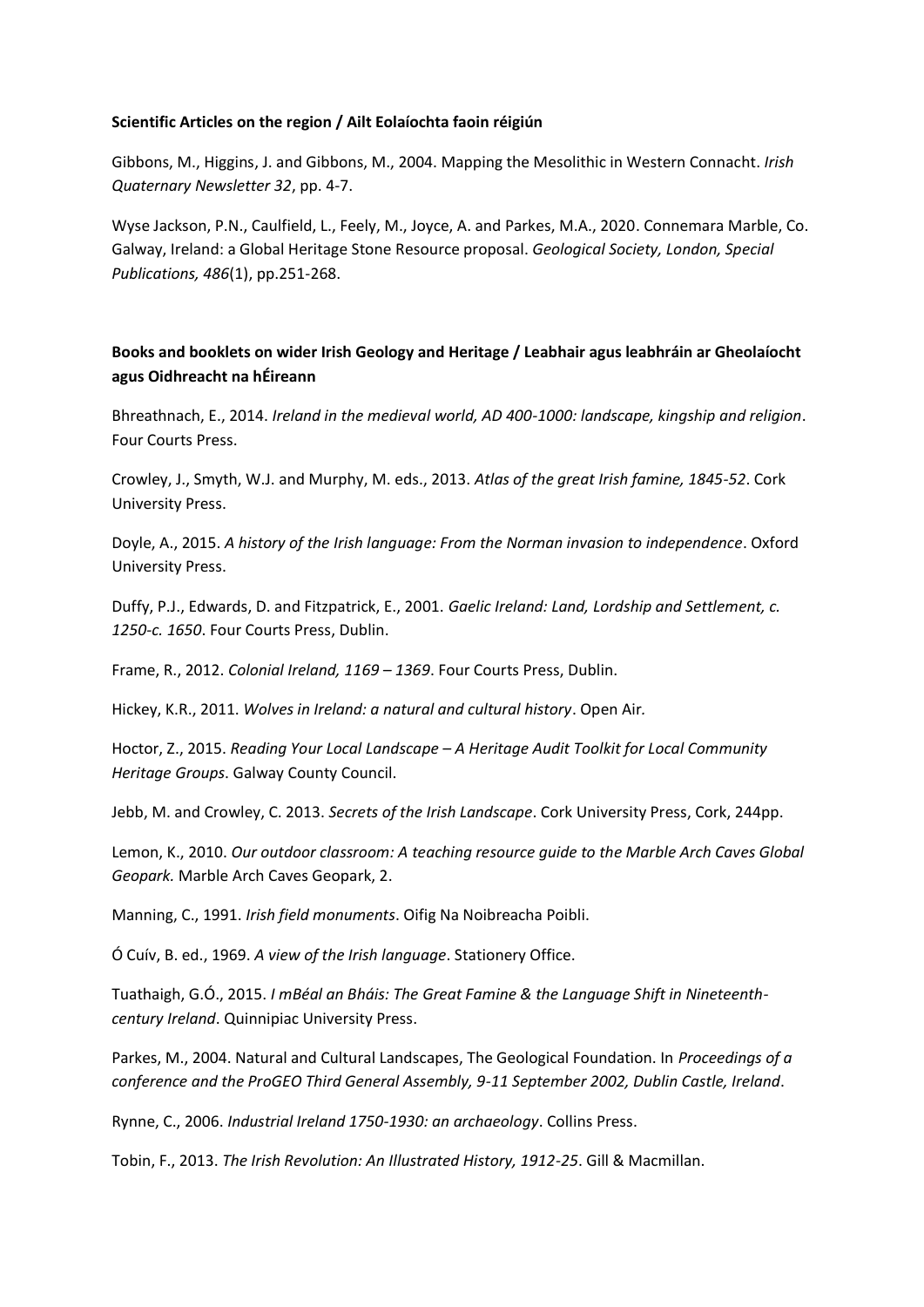**Scientific Articles on the region / Ailt Eolaíochta faoin réigiún**

Gibbons, M., Higgins, J. and Gibbons, M., 2004. Mapping the Mesolithic in Western Connacht. *Irish Quaternary Newsletter 32*, pp. 4-7.

Wyse Jackson, P.N., Caulfield, L., Feely, M., Joyce, A. and Parkes, M.A., 2020. Connemara Marble, Co. Galway, Ireland: a Global Heritage Stone Resource proposal. *Geological Society, London, Special Publications, 486*(1), pp.251-268.

**Books and booklets on wider Irish Geology and Heritage / Leabhair agus leabhráin ar Gheolaíocht agus Oidhreacht na hÉireann**

Bhreathnach, E., 2014. *Ireland in the medieval world, AD 400-1000: landscape, kingship and religion*. Four Courts Press.

Crowley, J., Smyth, W.J. and Murphy, M. eds., 2013. *Atlas of the great Irish famine, 1845-52*. Cork University Press.

Doyle, A., 2015. *A history of the Irish language: From the Norman invasion to independence*. Oxford University Press.

Duffy, P.J., Edwards, D. and Fitzpatrick, E., 2001. *Gaelic Ireland: Land, Lordship and Settlement, c. 1250-c. 1650*. Four Courts Press, Dublin.

Frame, R., 2012. *Colonial Ireland, 1169 – 1369*. Four Courts Press, Dublin.

Hickey, K.R., 2011. *Wolves in Ireland: a natural and cultural history*. Open Air.

Hoctor, Z., 2015. *Reading Your Local Landscape – A Heritage Audit Toolkit for Local Community Heritage Groups*. Galway County Council.

Jebb, M. and Crowley, C. 2013. *Secrets of the Irish Landscape*. Cork University Press, Cork, 244pp.

Lemon, K., 2010. *Our outdoor classroom: A teaching resource guide to the Marble Arch Caves Global Geopark.* Marble Arch Caves Geopark, 2.

Manning, C., 1991. *Irish field monuments*. Oifig Na Noibreacha Poibli.

Ó Cuív, B. ed., 1969. *A view of the Irish language*. Stationery Office.

Tuathaigh, G.Ó., 2015. *I mBéal an Bháis: The Great Famine & the Language Shift in Nineteenth-century Ireland*. Quinnipiac University Press.

Parkes, M., 2004. Natural and Cultural Landscapes, The Geological Foundation. In *Proceedings of a conference and the ProGEO Third General Assembly, 9-11 September 2002, Dublin Castle, Ireland*.

Rynne, C., 2006. *Industrial Ireland 1750-1930: an archaeology*. Collins Press.

Tobin, F., 2013. *The Irish Revolution: An Illustrated History, 1912-25*. Gill & Macmillan.